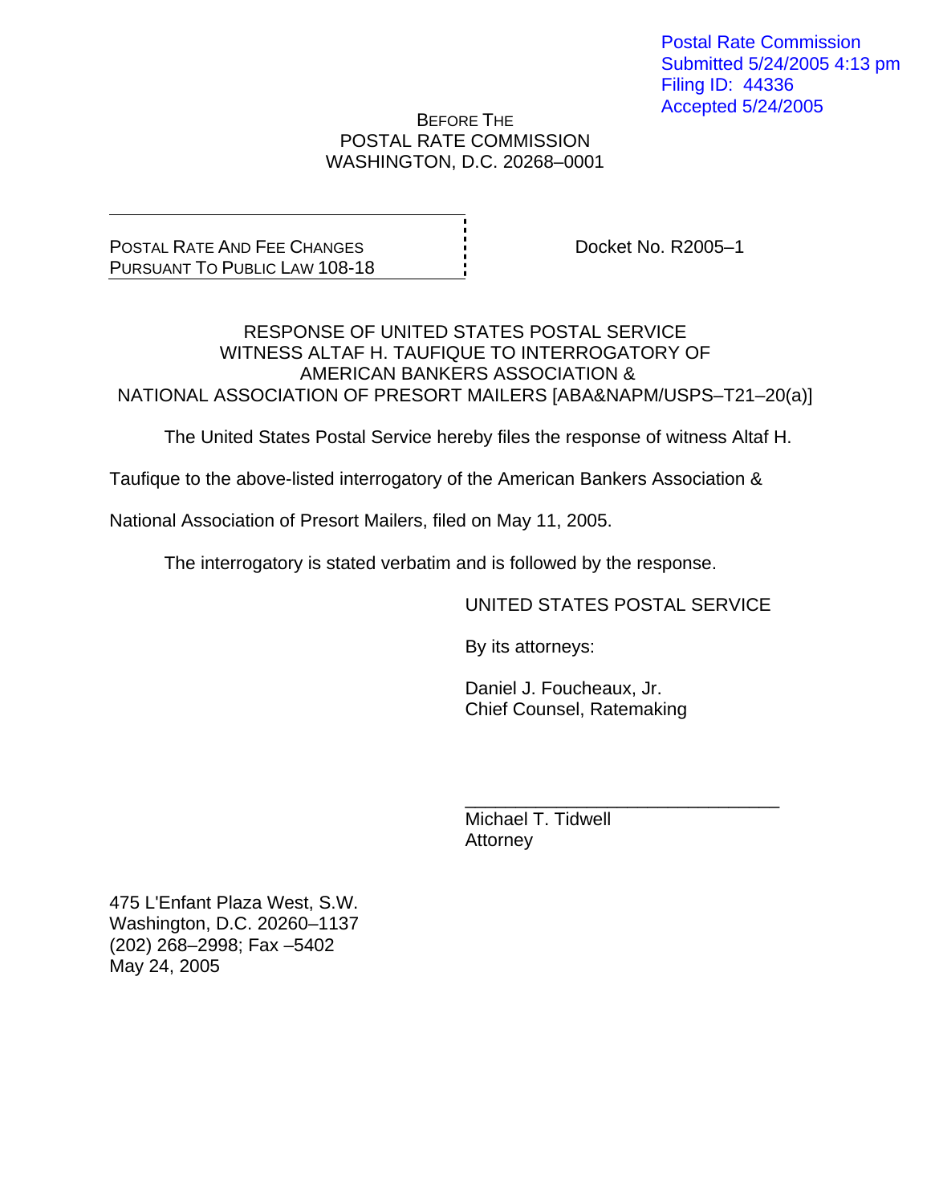Postal Rate Commission
Submitted 5/24/2005 4:13 pm
Filing ID: 44336
Accepted 5/24/2005

BEFORE THE
POSTAL RATE COMMISSION
WASHINGTON, D.C. 20268–0001

| POSTAL RATE AND FEE CHANGES PURSUANT TO PUBLIC LAW 108-18 | Docket No. R2005–1 |
| --- | --- |

RESPONSE OF UNITED STATES POSTAL SERVICE
WITNESS ALTAF H. TAUFIQUE TO INTERROGATORY OF
AMERICAN BANKERS ASSOCIATION &
NATIONAL ASSOCIATION OF PRESORT MAILERS [ABA&NAPM/USPS–T21–20(a)]

The United States Postal Service hereby files the response of witness Altaf H. Taufique to the above-listed interrogatory of the American Bankers Association & National Association of Presort Mailers, filed on May 11, 2005.

The interrogatory is stated verbatim and is followed by the response.

UNITED STATES POSTAL SERVICE

By its attorneys:

Daniel J. Foucheaux, Jr.
Chief Counsel, Ratemaking

______________________________
Michael T. Tidwell
Attorney

475 L'Enfant Plaza West, S.W.
Washington, D.C. 20260–1137
(202) 268–2998; Fax –5402
May 24, 2005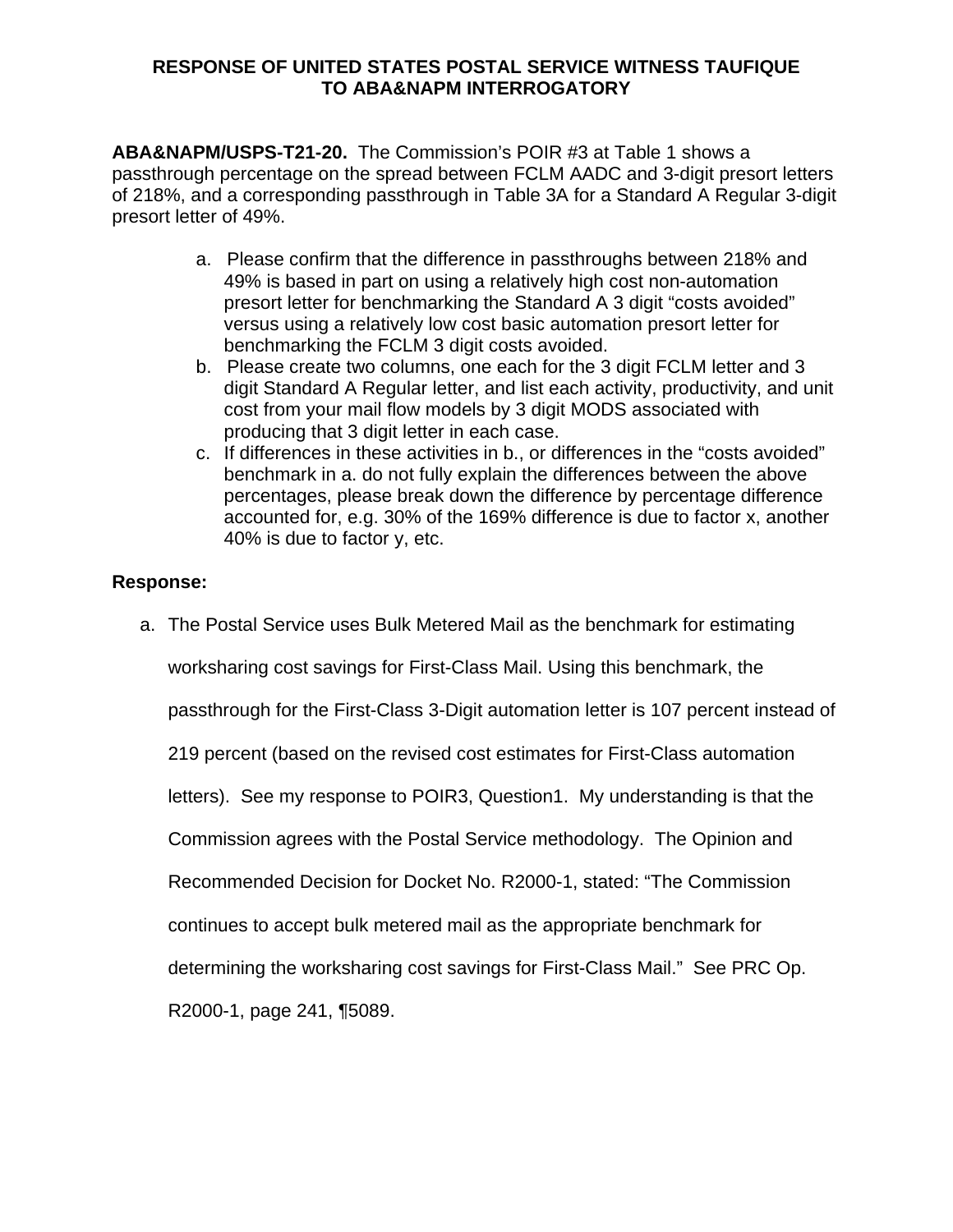**RESPONSE OF UNITED STATES POSTAL SERVICE WITNESS TAUFIQUE TO ABA&NAPM INTERROGATORY**

**ABA&NAPM/USPS-T21-20.** The Commission's POIR #3 at Table 1 shows a passthrough percentage on the spread between FCLM AADC and 3-digit presort letters of 218%, and a corresponding passthrough in Table 3A for a Standard A Regular 3-digit presort letter of 49%.

a. Please confirm that the difference in passthroughs between 218% and 49% is based in part on using a relatively high cost non-automation presort letter for benchmarking the Standard A 3 digit "costs avoided" versus using a relatively low cost basic automation presort letter for benchmarking the FCLM 3 digit costs avoided.

b. Please create two columns, one each for the 3 digit FCLM letter and 3 digit Standard A Regular letter, and list each activity, productivity, and unit cost from your mail flow models by 3 digit MODS associated with producing that 3 digit letter in each case.

c. If differences in these activities in b., or differences in the "costs avoided" benchmark in a. do not fully explain the differences between the above percentages, please break down the difference by percentage difference accounted for, e.g. 30% of the 169% difference is due to factor x, another 40% is due to factor y, etc.

**Response:**

a. The Postal Service uses Bulk Metered Mail as the benchmark for estimating worksharing cost savings for First-Class Mail. Using this benchmark, the passthrough for the First-Class 3-Digit automation letter is 107 percent instead of 219 percent (based on the revised cost estimates for First-Class automation letters). See my response to POIR3, Question1. My understanding is that the Commission agrees with the Postal Service methodology. The Opinion and Recommended Decision for Docket No. R2000-1, stated: "The Commission continues to accept bulk metered mail as the appropriate benchmark for determining the worksharing cost savings for First-Class Mail." See PRC Op. R2000-1, page 241, ¶5089.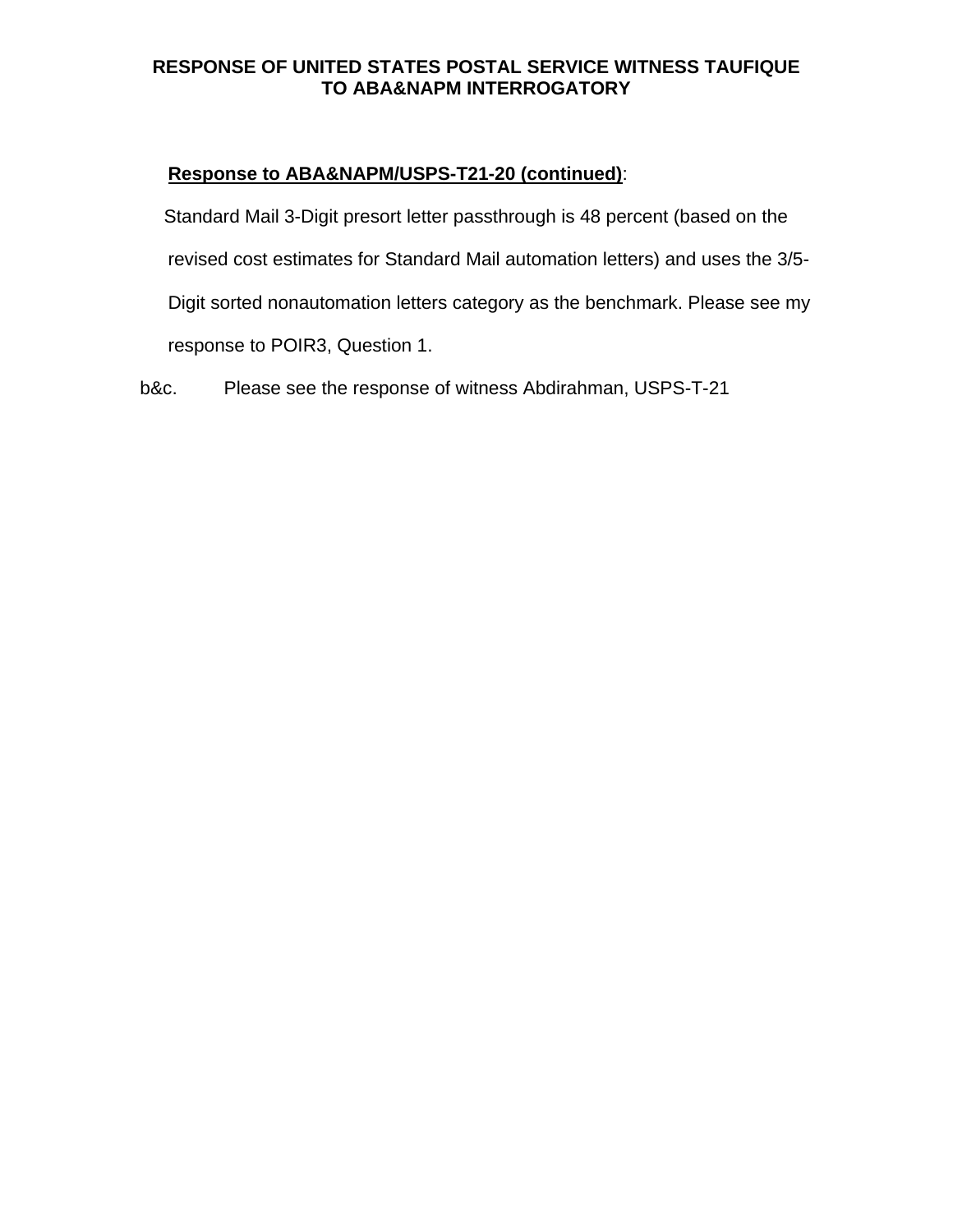**RESPONSE OF UNITED STATES POSTAL SERVICE WITNESS TAUFIQUE TO ABA&NAPM INTERROGATORY**

**Response to ABA&NAPM/USPS-T21-20 (continued)**:

Standard Mail 3-Digit presort letter passthrough is 48 percent (based on the revised cost estimates for Standard Mail automation letters) and uses the 3/5-Digit sorted nonautomation letters category as the benchmark. Please see my response to POIR3, Question 1.

b&c. Please see the response of witness Abdirahman, USPS-T-21